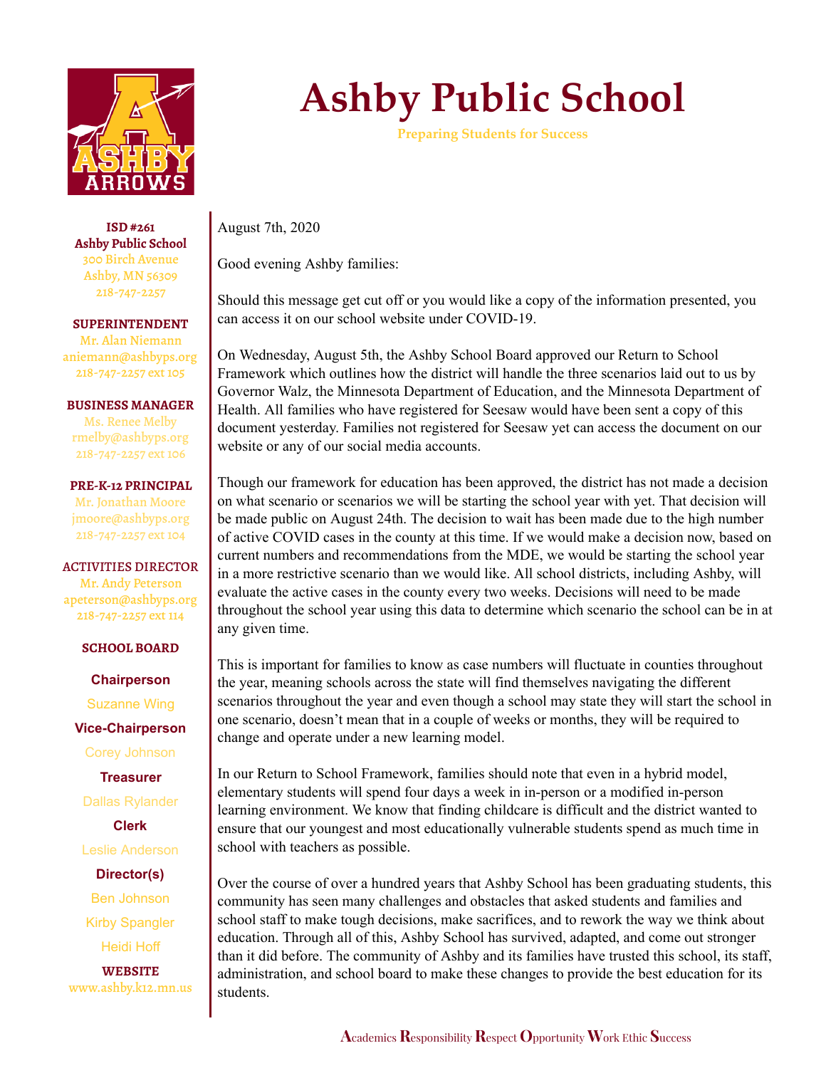# Ashby Public School

Preparing Students for Success

**ISD #261**
**Ashby Public School**
300 Birch Avenue
Ashby, MN 56309
218-747-2257

**SUPERINTENDENT**
Mr. Alan Niemann
aniemann@ashbyps.org
218-747-2257 ext 105

**BUSINESS MANAGER**
Ms. Renee Melby
rmelby@ashbyps.org
218-747-2257 ext 106

**PRE-K-12 PRINCIPAL**
Mr. Jonathan Moore
jmoore@ashbyps.org
218-747-2257 ext 104

**ACTIVITIES DIRECTOR**
Mr. Andy Peterson
apeterson@ashbyps.org
218-747-2257 ext 114

**SCHOOL BOARD**

**Chairperson**
Suzanne Wing

**Vice-Chairperson**
Corey Johnson

**Treasurer**
Dallas Rylander

**Clerk**
Leslie Anderson

**Director(s)**
Ben Johnson
Kirby Spangler
Heidi Hoff

**WEBSITE**
www.ashby.k12.mn.us

August 7th, 2020

Good evening Ashby families:

Should this message get cut off or you would like a copy of the information presented, you can access it on our school website under COVID-19.

On Wednesday, August 5th, the Ashby School Board approved our Return to School Framework which outlines how the district will handle the three scenarios laid out to us by Governor Walz, the Minnesota Department of Education, and the Minnesota Department of Health. All families who have registered for Seesaw would have been sent a copy of this document yesterday. Families not registered for Seesaw yet can access the document on our website or any of our social media accounts.

Though our framework for education has been approved, the district has not made a decision on what scenario or scenarios we will be starting the school year with yet. That decision will be made public on August 24th. The decision to wait has been made due to the high number of active COVID cases in the county at this time. If we would make a decision now, based on current numbers and recommendations from the MDE, we would be starting the school year in a more restrictive scenario than we would like. All school districts, including Ashby, will evaluate the active cases in the county every two weeks. Decisions will need to be made throughout the school year using this data to determine which scenario the school can be in at any given time.

This is important for families to know as case numbers will fluctuate in counties throughout the year, meaning schools across the state will find themselves navigating the different scenarios throughout the year and even though a school may state they will start the school in one scenario, doesn't mean that in a couple of weeks or months, they will be required to change and operate under a new learning model.

In our Return to School Framework, families should note that even in a hybrid model, elementary students will spend four days a week in in-person or a modified in-person learning environment. We know that finding childcare is difficult and the district wanted to ensure that our youngest and most educationally vulnerable students spend as much time in school with teachers as possible.

Over the course of over a hundred years that Ashby School has been graduating students, this community has seen many challenges and obstacles that asked students and families and school staff to make tough decisions, make sacrifices, and to rework the way we think about education. Through all of this, Ashby School has survived, adapted, and come out stronger than it did before. The community of Ashby and its families have trusted this school, its staff, administration, and school board to make these changes to provide the best education for its students.

Academics Responsibility Respect Opportunity Work Ethic Success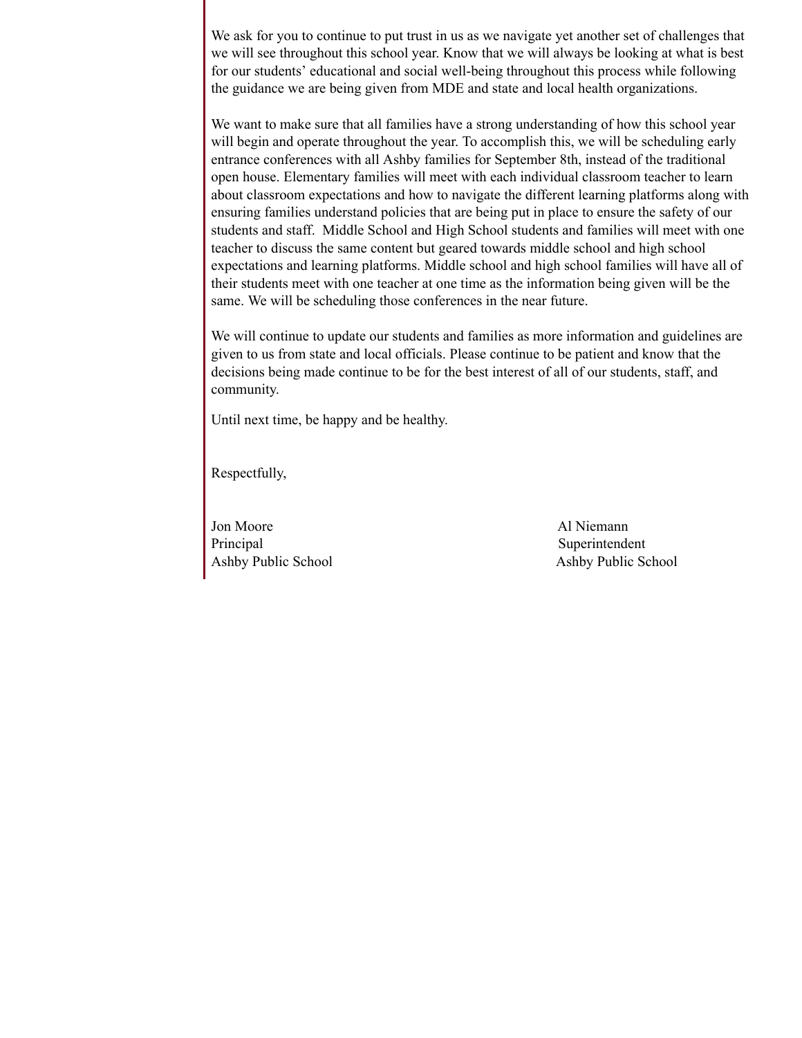We ask for you to continue to put trust in us as we navigate yet another set of challenges that we will see throughout this school year. Know that we will always be looking at what is best for our students' educational and social well-being throughout this process while following the guidance we are being given from MDE and state and local health organizations.

We want to make sure that all families have a strong understanding of how this school year will begin and operate throughout the year. To accomplish this, we will be scheduling early entrance conferences with all Ashby families for September 8th, instead of the traditional open house. Elementary families will meet with each individual classroom teacher to learn about classroom expectations and how to navigate the different learning platforms along with ensuring families understand policies that are being put in place to ensure the safety of our students and staff. Middle School and High School students and families will meet with one teacher to discuss the same content but geared towards middle school and high school expectations and learning platforms. Middle school and high school families will have all of their students meet with one teacher at one time as the information being given will be the same. We will be scheduling those conferences in the near future.

We will continue to update our students and families as more information and guidelines are given to us from state and local officials. Please continue to be patient and know that the decisions being made continue to be for the best interest of all of our students, staff, and community.

Until next time, be happy and be healthy.

Respectfully,

Jon Moore
Principal
Ashby Public School

Al Niemann
Superintendent
Ashby Public School